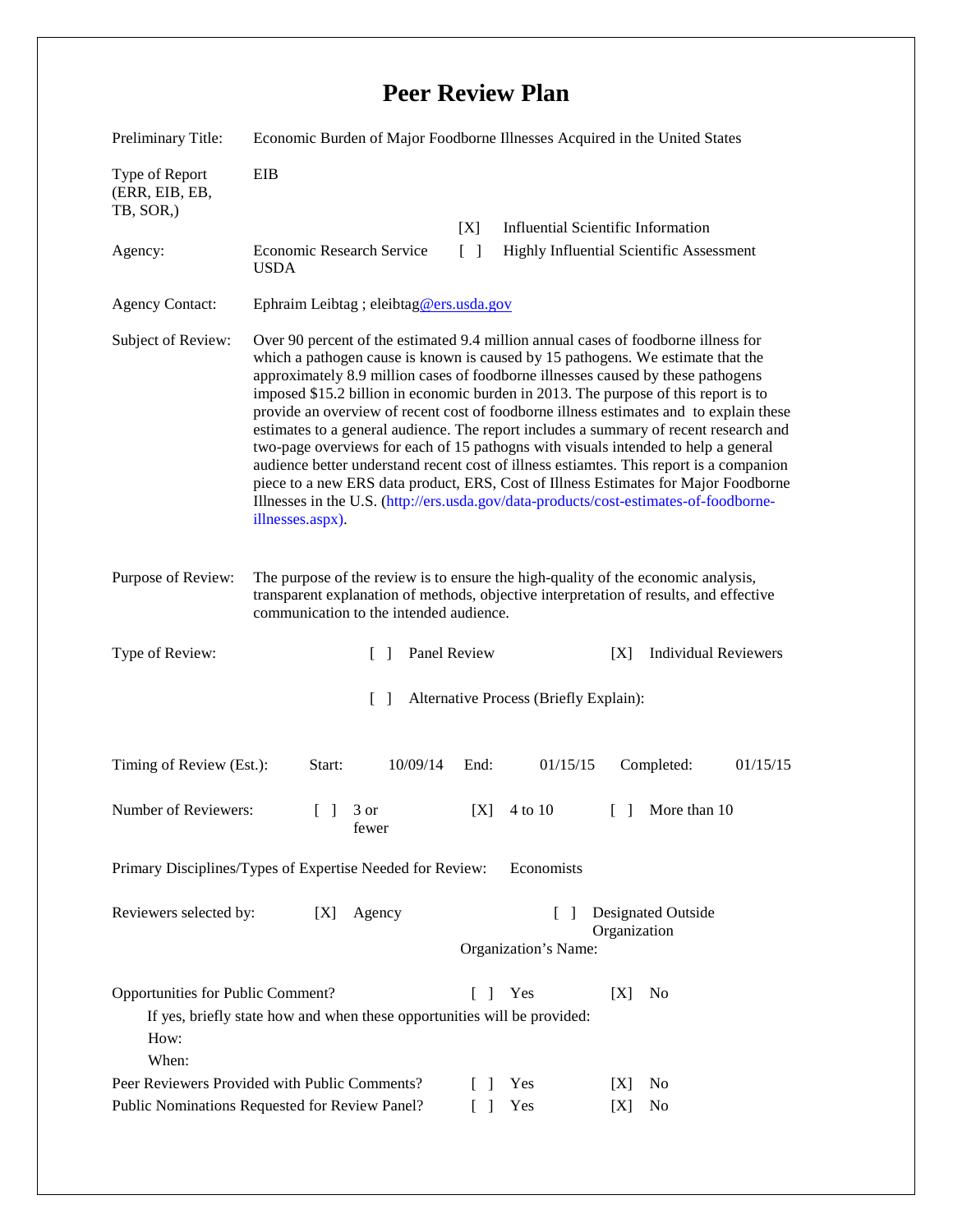# Peer Review Plan

**Preliminary Title:** Economic Burden of Major Foodborne Illnesses Acquired in the United States

**Type of Report (ERR, EIB, EB, TB, SOR,):** EIB

[X] Influential Scientific Information
[ ] Highly Influential Scientific Assessment

**Agency:** Economic Research Service USDA

**Agency Contact:** Ephraim Leibtag ; eleibtag@ers.usda.gov

**Subject of Review:** Over 90 percent of the estimated 9.4 million annual cases of foodborne illness for which a pathogen cause is known is caused by 15 pathogens. We estimate that the approximately 8.9 million cases of foodborne illnesses caused by these pathogens imposed $15.2 billion in economic burden in 2013. The purpose of this report is to provide an overview of recent cost of foodborne illness estimates and to explain these estimates to a general audience. The report includes a summary of recent research and two-page overviews for each of 15 pathogns with visuals intended to help a general audience better understand recent cost of illness estiamtes. This report is a companion piece to a new ERS data product, ERS, Cost of Illness Estimates for Major Foodborne Illnesses in the U.S. (http://ers.usda.gov/data-products/cost-estimates-of-foodborne-illnesses.aspx).

**Purpose of Review:** The purpose of the review is to ensure the high-quality of the economic analysis, transparent explanation of methods, objective interpretation of results, and effective communication to the intended audience.

**Type of Review:** [ ] Panel Review [X] Individual Reviewers

[ ] Alternative Process (Briefly Explain):

**Timing of Review (Est.):** Start: 10/09/14 End: 01/15/15 Completed: 01/15/15

**Number of Reviewers:** [ ] 3 or fewer [X] 4 to 10 [ ] More than 10

**Primary Disciplines/Types of Expertise Needed for Review:** Economists

**Reviewers selected by:** [X] Agency [ ] Designated Outside Organization

Organization's Name:

**Opportunities for Public Comment?** [ ] Yes [X] No

If yes, briefly state how and when these opportunities will be provided:

How:

When:

**Peer Reviewers Provided with Public Comments?** [ ] Yes [X] No

**Public Nominations Requested for Review Panel?** [ ] Yes [X] No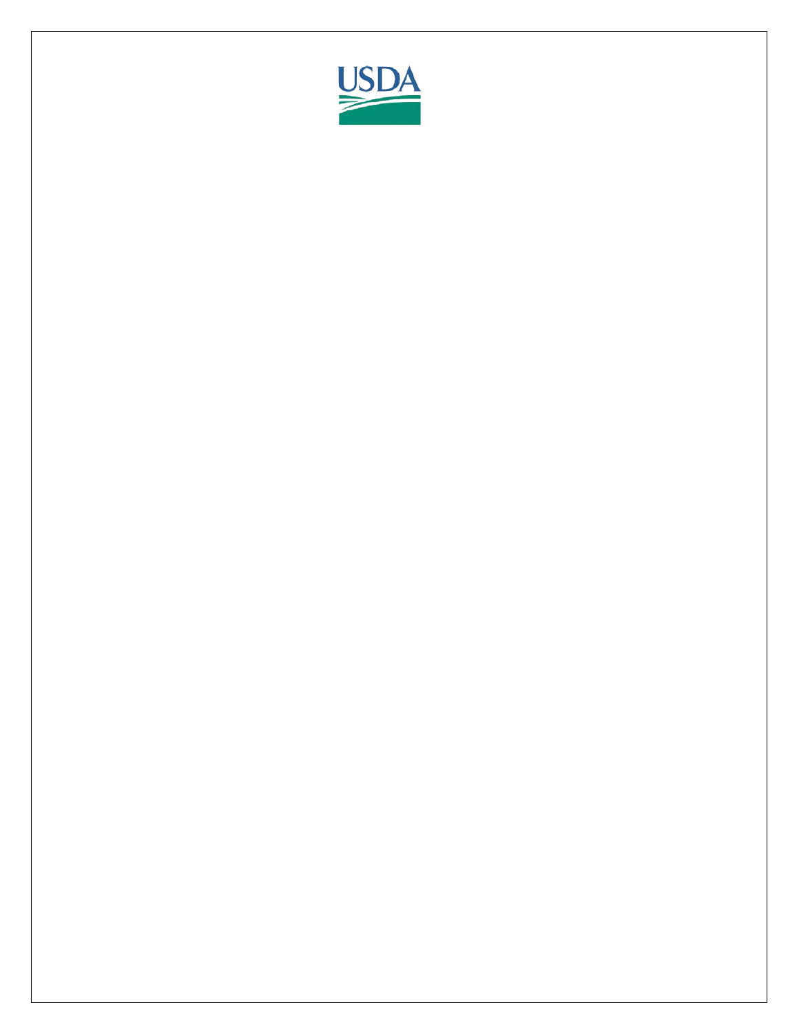USDA